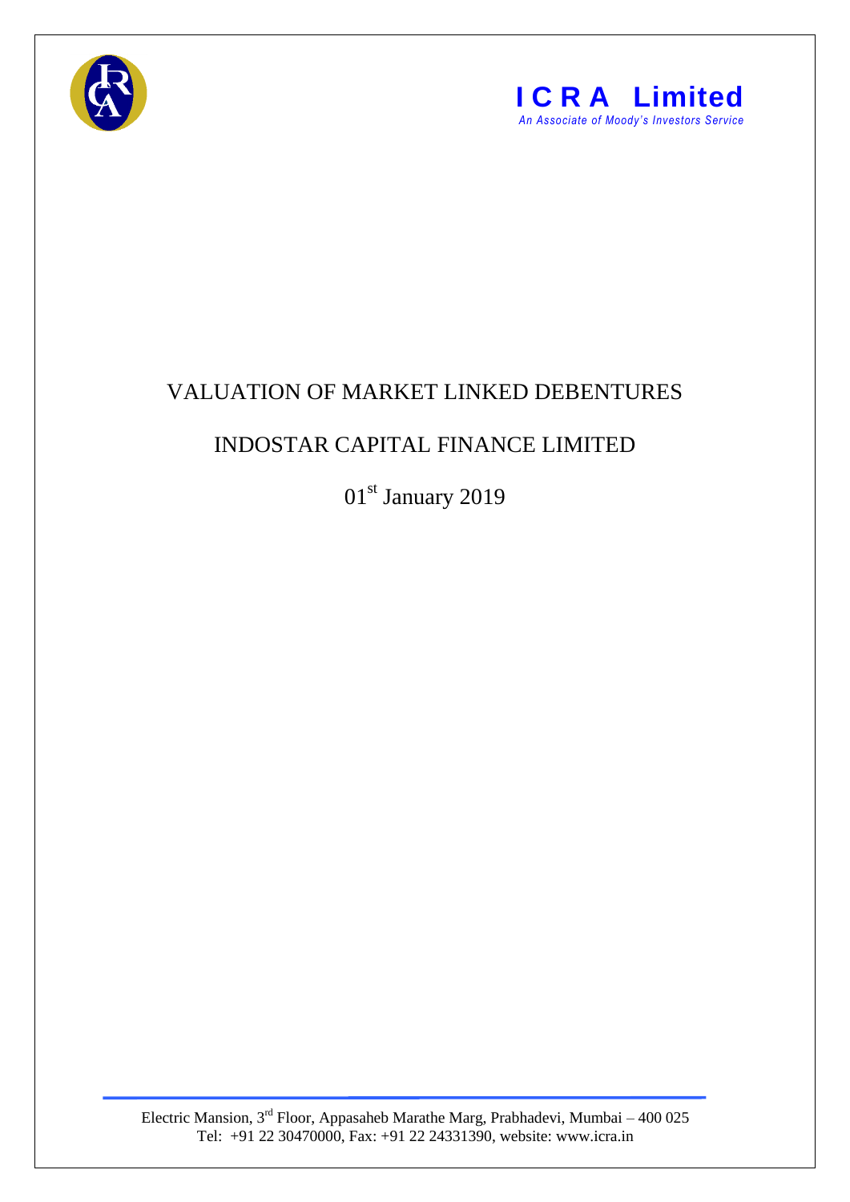**I C R A Limited**
*An Associate of Moody's Investors Service*

# VALUATION OF MARKET LINKED DEBENTURES

## INDOSTAR CAPITAL FINANCE LIMITED

01st January 2019

Electric Mansion, 3rd Floor, Appasaheb Marathe Marg, Prabhadevi, Mumbai – 400 025
Tel: +91 22 30470000, Fax: +91 22 24331390, website: www.icra.in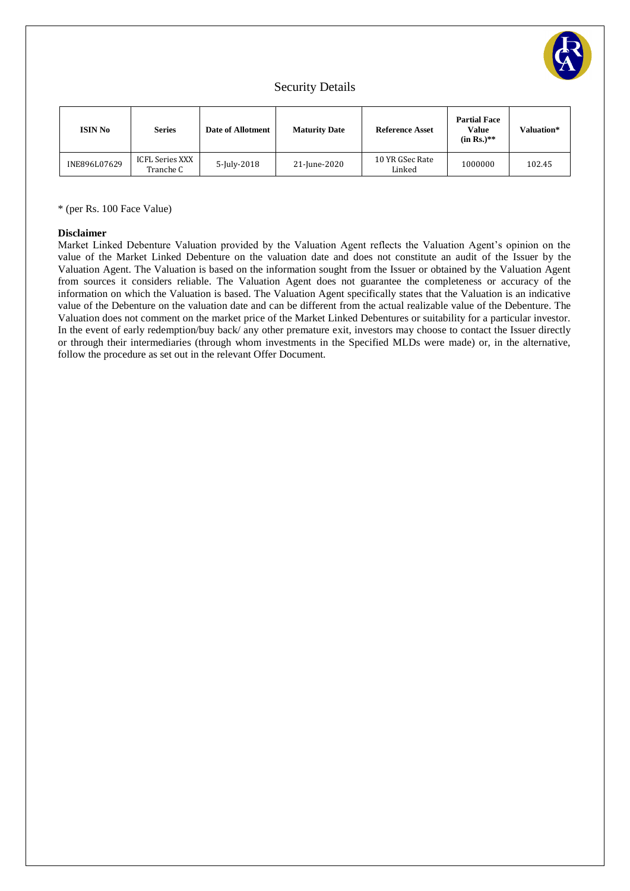## Security Details

| ISIN No | Series | Date of Allotment | Maturity Date | Reference Asset | Partial Face Value (in Rs.)** | Valuation* |
|---|---|---|---|---|---|---|
| INE896L07629 | ICFL Series XXX Tranche C | 5-July-2018 | 21-June-2020 | 10 YR GSec Rate Linked | 1000000 | 102.45 |

* (per Rs. 100 Face Value)

**Disclaimer**

Market Linked Debenture Valuation provided by the Valuation Agent reflects the Valuation Agent's opinion on the value of the Market Linked Debenture on the valuation date and does not constitute an audit of the Issuer by the Valuation Agent. The Valuation is based on the information sought from the Issuer or obtained by the Valuation Agent from sources it considers reliable. The Valuation Agent does not guarantee the completeness or accuracy of the information on which the Valuation is based. The Valuation Agent specifically states that the Valuation is an indicative value of the Debenture on the valuation date and can be different from the actual realizable value of the Debenture. The Valuation does not comment on the market price of the Market Linked Debentures or suitability for a particular investor. In the event of early redemption/buy back/ any other premature exit, investors may choose to contact the Issuer directly or through their intermediaries (through whom investments in the Specified MLDs were made) or, in the alternative, follow the procedure as set out in the relevant Offer Document.